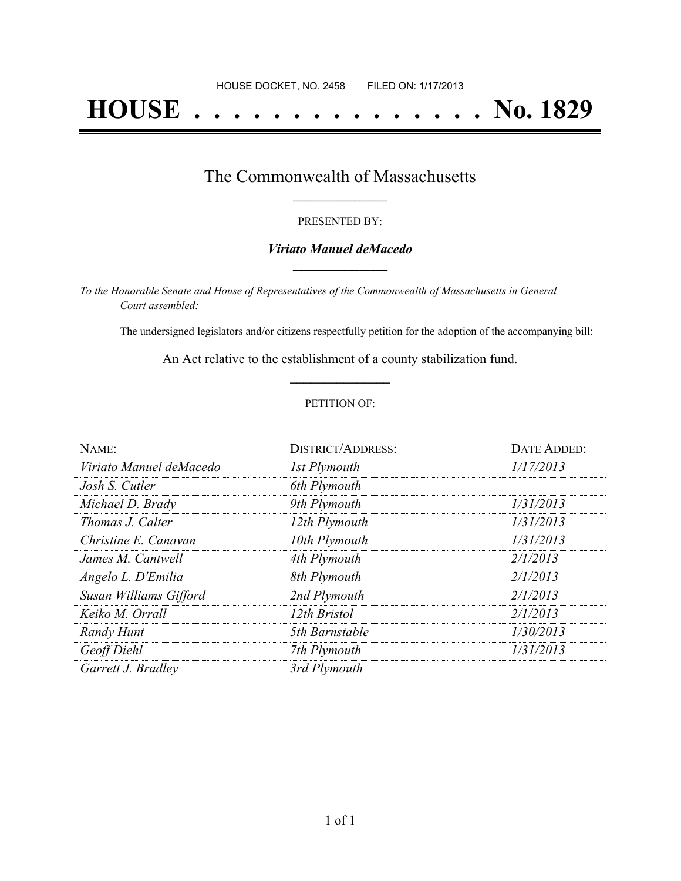HOUSE DOCKET, NO. 2458 FILED ON: 1/17/2013

# HOUSE . . . . . . . . . . . . . . . No. 1829

## The Commonwealth of Massachusetts

PRESENTED BY:

***Viriato Manuel deMacedo***

*To the Honorable Senate and House of Representatives of the Commonwealth of Massachusetts in General Court assembled:*

The undersigned legislators and/or citizens respectfully petition for the adoption of the accompanying bill:

An Act relative to the establishment of a county stabilization fund.

PETITION OF:

| NAME: | DISTRICT/ADDRESS: | DATE ADDED: |
|---|---|---|
| *Viriato Manuel deMacedo* | *1st Plymouth* | *1/17/2013* |
| *Josh S. Cutler* | *6th Plymouth* | |
| *Michael D. Brady* | *9th Plymouth* | *1/31/2013* |
| *Thomas J. Calter* | *12th Plymouth* | *1/31/2013* |
| *Christine E. Canavan* | *10th Plymouth* | *1/31/2013* |
| *James M. Cantwell* | *4th Plymouth* | *2/1/2013* |
| *Angelo L. D'Emilia* | *8th Plymouth* | *2/1/2013* |
| *Susan Williams Gifford* | *2nd Plymouth* | *2/1/2013* |
| *Keiko M. Orrall* | *12th Bristol* | *2/1/2013* |
| *Randy Hunt* | *5th Barnstable* | *1/30/2013* |
| *Geoff Diehl* | *7th Plymouth* | *1/31/2013* |
| *Garrett J. Bradley* | *3rd Plymouth* | |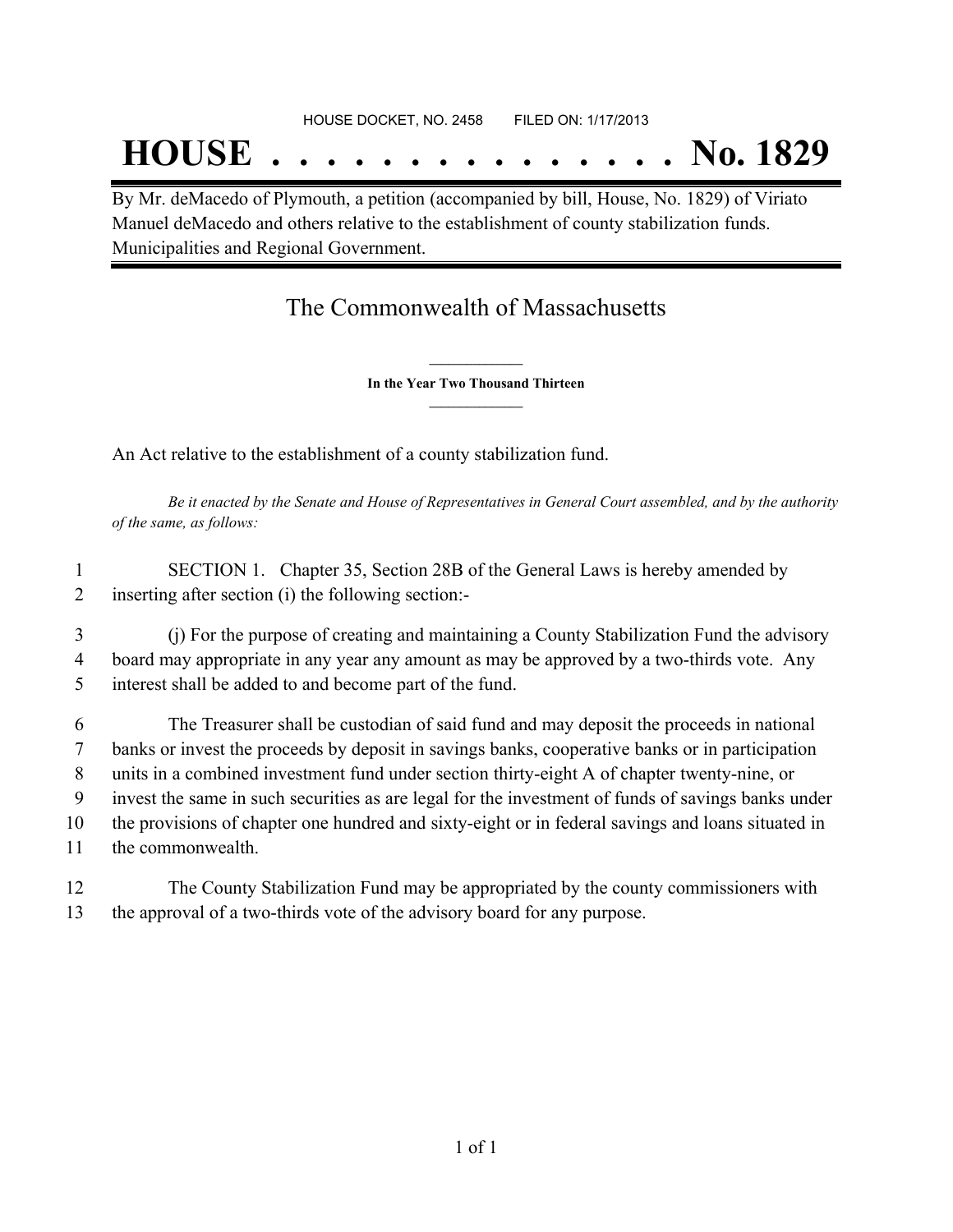HOUSE DOCKET, NO. 2458 FILED ON: 1/17/2013

# HOUSE . . . . . . . . . . . . . . . No. 1829

By Mr. deMacedo of Plymouth, a petition (accompanied by bill, House, No. 1829) of Viriato Manuel deMacedo and others relative to the establishment of county stabilization funds. Municipalities and Regional Government.

## The Commonwealth of Massachusetts

**In the Year Two Thousand Thirteen**

An Act relative to the establishment of a county stabilization fund.

*Be it enacted by the Senate and House of Representatives in General Court assembled, and by the authority of the same, as follows:*

1 SECTION 1. Chapter 35, Section 28B of the General Laws is hereby amended by
2 inserting after section (i) the following section:-

3 (j) For the purpose of creating and maintaining a County Stabilization Fund the advisory
4 board may appropriate in any year any amount as may be approved by a two-thirds vote. Any
5 interest shall be added to and become part of the fund.

6 The Treasurer shall be custodian of said fund and may deposit the proceeds in national
7 banks or invest the proceeds by deposit in savings banks, cooperative banks or in participation
8 units in a combined investment fund under section thirty-eight A of chapter twenty-nine, or
9 invest the same in such securities as are legal for the investment of funds of savings banks under
10 the provisions of chapter one hundred and sixty-eight or in federal savings and loans situated in
11 the commonwealth.

12 The County Stabilization Fund may be appropriated by the county commissioners with
13 the approval of a two-thirds vote of the advisory board for any purpose.